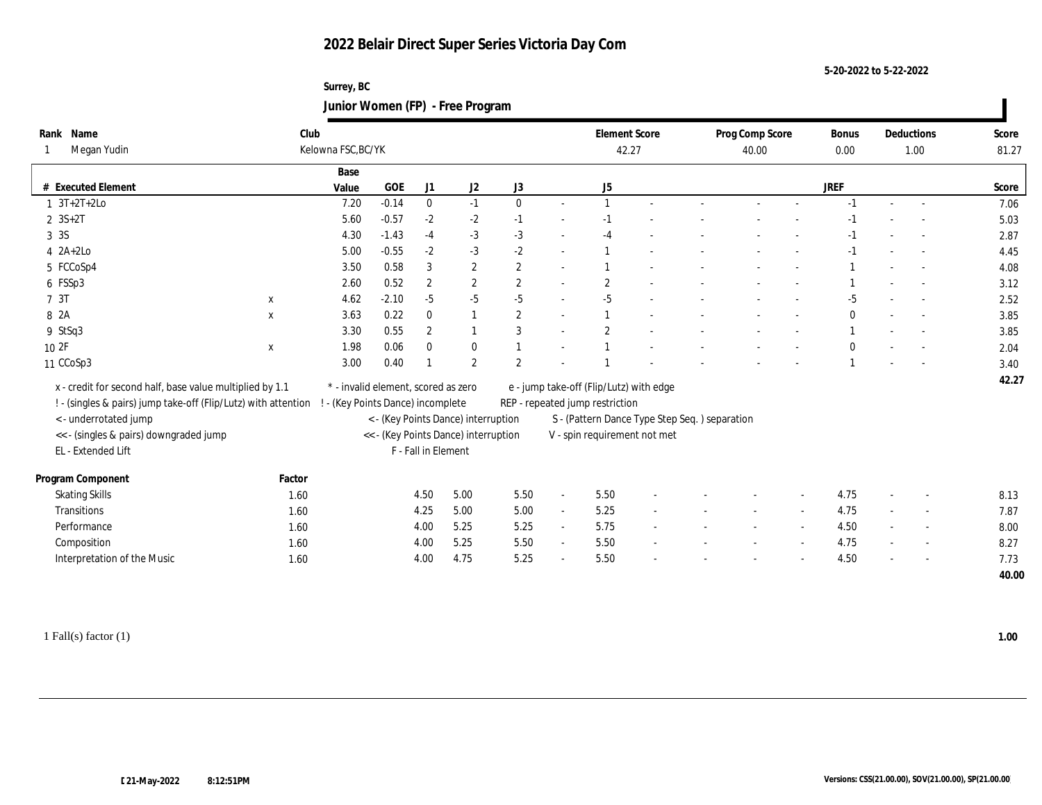# 2022 Belair Direct Super Series Victoria Day Com

5-20-2022 to 5-22-2022

Surrey, BC

## Junior Women (FP) - Free Program

| Rank | Name | Club | Element Score | Prog Comp Score | Bonus | Deductions | Score |
|---|---|---|---|---|---|---|---|
| 1 | Megan Yudin | Kelowna FSC,BC/YK | 42.27 | 40.00 | 0.00 | 1.00 | 81.27 |

| # | Executed Element | | Base Value | GOE | J1 | J2 | J3 | | J5 | | | | | | JREF | | | Score |
|---|---|---|---|---|---|---|---|---|---|---|---|---|---|---|---|---|---|---|
| 1 | 3T+2T+2Lo | | 7.20 | -0.14 | 0 | -1 | 0 | - | 1 | - | - | - | - | - | -1 | - | - | 7.06 |
| 2 | 3S+2T | | 5.60 | -0.57 | -2 | -2 | -1 | - | -1 | - | - | - | - | - | -1 | - | - | 5.03 |
| 3 | 3S | | 4.30 | -1.43 | -4 | -3 | -3 | - | -4 | - | - | - | - | - | -1 | - | - | 2.87 |
| 4 | 2A+2Lo | | 5.00 | -0.55 | -2 | -3 | -2 | - | 1 | - | - | - | - | - | -1 | - | - | 4.45 |
| 5 | FCCoSp4 | | 3.50 | 0.58 | 3 | 2 | 2 | - | 1 | - | - | - | - | - | 1 | - | - | 4.08 |
| 6 | FSSp3 | | 2.60 | 0.52 | 2 | 2 | 2 | - | 2 | - | - | - | - | - | 1 | - | - | 3.12 |
| 7 | 3T | x | 4.62 | -2.10 | -5 | -5 | -5 | - | -5 | - | - | - | - | - | -5 | - | - | 2.52 |
| 8 | 2A | x | 3.63 | 0.22 | 0 | 1 | 2 | - | 1 | - | - | - | - | - | 0 | - | - | 3.85 |
| 9 | StSq3 | | 3.30 | 0.55 | 2 | 1 | 3 | - | 2 | - | - | - | - | - | 1 | - | - | 3.85 |
| 10 | 2F | x | 1.98 | 0.06 | 0 | 0 | 1 | - | 1 | - | - | - | - | - | 0 | - | - | 2.04 |
| 11 | CCoSp3 | | 3.00 | 0.40 | 1 | 2 | 2 | - | 1 | - | - | - | - | - | 1 | - | - | 3.40 |
| | | | | | | | | | | | | | | | | | | 42.27 |

x - credit for second half, base value multiplied by 1.1
! - (singles & pairs) jump take-off (Flip/Lutz) with attention
< - underrotated jump
<< - (singles & pairs) downgraded jump
EL - Extended Lift
* - invalid element, scored as zero
! - (Key Points Dance) incomplete
< - (Key Points Dance) interruption
<< - (Key Points Dance) interruption
F - Fall in Element
e - jump take-off (Flip/Lutz) with edge
REP - repeated jump restriction
S - (Pattern Dance Type Step Seq. ) separation
V - spin requirement not met

| Program Component | Factor | J1 | J2 | J3 | | J5 | | | | | | JREF | | | Score |
|---|---|---|---|---|---|---|---|---|---|---|---|---|---|---|---|
| Skating Skills | 1.60 | 4.50 | 5.00 | 5.50 | - | 5.50 | - | - | - | - | - | 4.75 | - | - | 8.13 |
| Transitions | 1.60 | 4.25 | 5.00 | 5.00 | - | 5.25 | - | - | - | - | - | 4.75 | - | - | 7.87 |
| Performance | 1.60 | 4.00 | 5.25 | 5.25 | - | 5.75 | - | - | - | - | - | 4.50 | - | - | 8.00 |
| Composition | 1.60 | 4.00 | 5.25 | 5.50 | - | 5.50 | - | - | - | - | - | 4.75 | - | - | 8.27 |
| Interpretation of the Music | 1.60 | 4.00 | 4.75 | 5.25 | - | 5.50 | - | - | - | - | - | 4.50 | - | - | 7.73 |
| | | | | | | | | | | | | | | | 40.00 |

1 Fall(s) factor (1) **1.00**

21-May-2022 8:12:51PM

Versions: CSS(21.00.00), SOV(21.00.00), SP(21.00.00)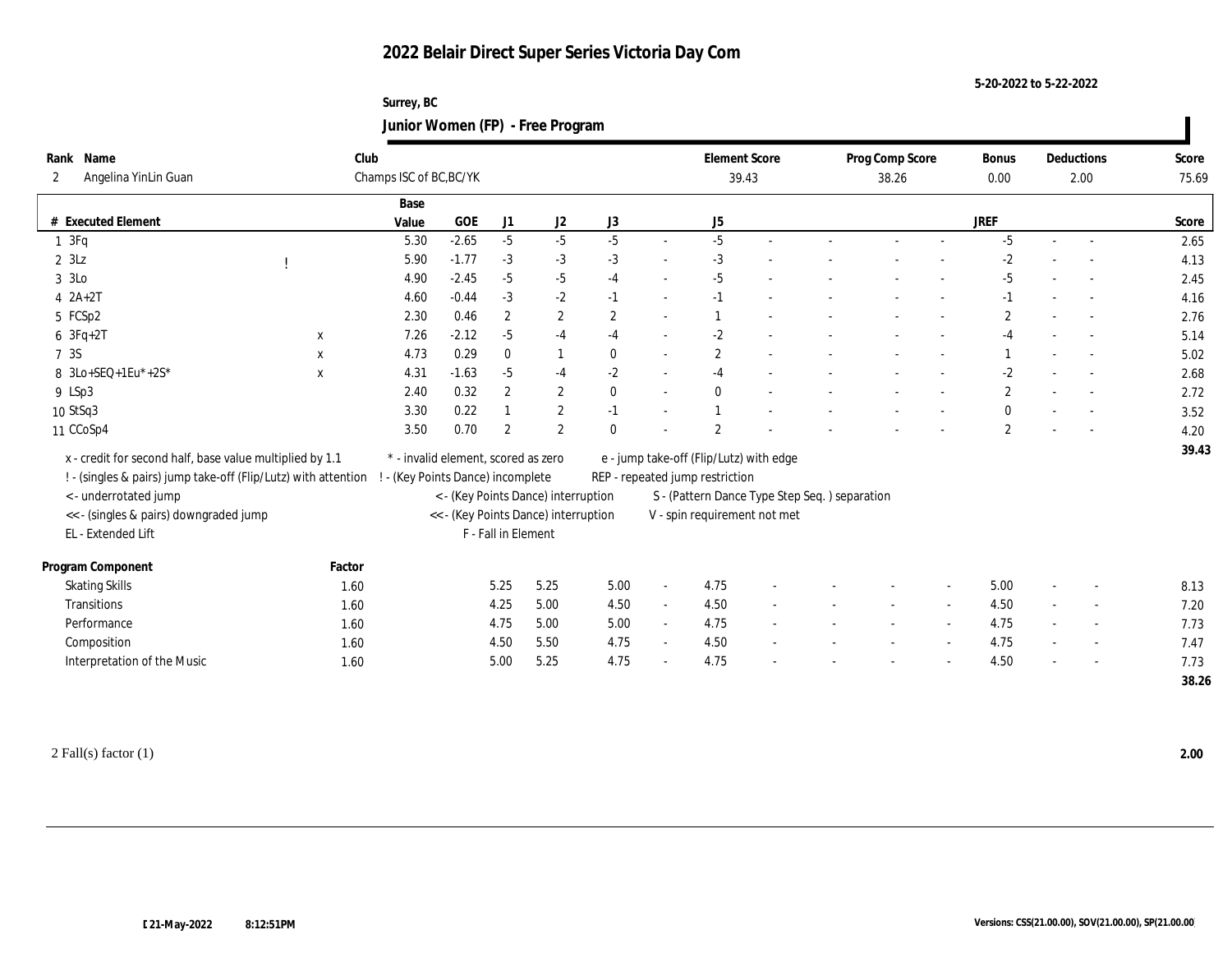# 2022 Belair Direct Super Series Victoria Day Com

5-20-2022 to 5-22-2022

Surrey, BC

## Junior Women (FP) - Free Program

| Rank | Name | Club | Element Score | Prog Comp Score | Bonus | Deductions | Score |
|---|---|---|---|---|---|---|---|
| 2 | Angelina YinLin Guan | Champs ISC of BC,BC/YK | 39.43 | 38.26 | 0.00 | 2.00 | 75.69 |

| # | Executed Element | | | Base Value | GOE | J1 | J2 | J3 | | J5 | | | | | | JREF | | | Score |
|---|---|---|---|---|---|---|---|---|---|---|---|---|---|---|---|---|---|---|---|
| 1 | 3Fq | | | 5.30 | -2.65 | -5 | -5 | -5 | - | -5 | - | - | - | - | - | -5 | - | - | 2.65 |
| 2 | 3Lz | ! | | 5.90 | -1.77 | -3 | -3 | -3 | - | -3 | - | - | - | - | - | -2 | - | - | 4.13 |
| 3 | 3Lo | | | 4.90 | -2.45 | -5 | -5 | -4 | - | -5 | - | - | - | - | - | -5 | - | - | 2.45 |
| 4 | 2A+2T | | | 4.60 | -0.44 | -3 | -2 | -1 | - | -1 | - | - | - | - | - | -1 | - | - | 4.16 |
| 5 | FCSp2 | | | 2.30 | 0.46 | 2 | 2 | 2 | - | 1 | - | - | - | - | - | 2 | - | - | 2.76 |
| 6 | 3Fq+2T | | x | 7.26 | -2.12 | -5 | -4 | -4 | - | -2 | - | - | - | - | - | -4 | - | - | 5.14 |
| 7 | 3S | | x | 4.73 | 0.29 | 0 | 1 | 0 | - | 2 | - | - | - | - | - | 1 | - | - | 5.02 |
| 8 | 3Lo+SEQ+1Eu*+2S* | | x | 4.31 | -1.63 | -5 | -4 | -2 | - | -4 | - | - | - | - | - | -2 | - | - | 2.68 |
| 9 | LSp3 | | | 2.40 | 0.32 | 2 | 2 | 0 | - | 0 | - | - | - | - | - | 2 | - | - | 2.72 |
| 10 | StSq3 | | | 3.30 | 0.22 | 1 | 2 | -1 | - | 1 | - | - | - | - | - | 0 | - | - | 3.52 |
| 11 | CCoSp4 | | | 3.50 | 0.70 | 2 | 2 | 0 | - | 2 | - | - | - | - | - | 2 | - | - | 4.20 |
| | | | | | | | | | | | | | | | | | | | 39.43 |

x - credit for second half, base value multiplied by 1.1
! - (singles & pairs) jump take-off (Flip/Lutz) with attention
< - underrotated jump
<< - (singles & pairs) downgraded jump
EL - Extended Lift
* - invalid element, scored as zero
! - (Key Points Dance) incomplete
< - (Key Points Dance) interruption
<< - (Key Points Dance) interruption
F - Fall in Element
e - jump take-off (Flip/Lutz) with edge
REP - repeated jump restriction
S - (Pattern Dance Type Step Seq. ) separation
V - spin requirement not met

| Program Component | Factor | J1 | J2 | J3 | | J5 | | | | | | JREF | | | Score |
|---|---|---|---|---|---|---|---|---|---|---|---|---|---|---|---|
| Skating Skills | 1.60 | 5.25 | 5.25 | 5.00 | - | 4.75 | - | - | - | - | - | 5.00 | - | - | 8.13 |
| Transitions | 1.60 | 4.25 | 5.00 | 4.50 | - | 4.50 | - | - | - | - | - | 4.50 | - | - | 7.20 |
| Performance | 1.60 | 4.75 | 5.00 | 5.00 | - | 4.75 | - | - | - | - | - | 4.75 | - | - | 7.73 |
| Composition | 1.60 | 4.50 | 5.50 | 4.75 | - | 4.50 | - | - | - | - | - | 4.75 | - | - | 7.47 |
| Interpretation of the Music | 1.60 | 5.00 | 5.25 | 4.75 | - | 4.75 | - | - | - | - | - | 4.50 | - | - | 7.73 |
| | | | | | | | | | | | | | | | 38.26 |

2 Fall(s) factor (1) **2.00**

21-May-2022 8:12:51PM

Versions: CSS(21.00.00), SOV(21.00.00), SP(21.00.00)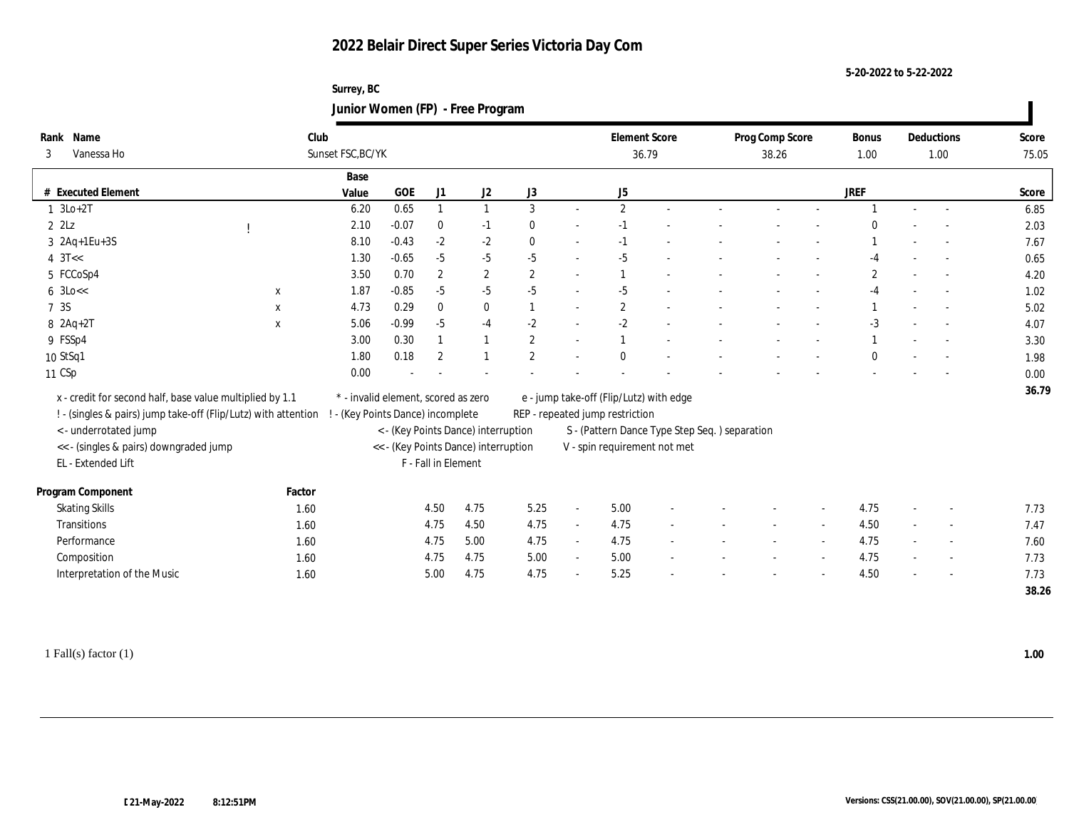# 2022 Belair Direct Super Series Victoria Day Com

5-20-2022 to 5-22-2022

Surrey, BC

## Junior Women (FP) - Free Program

| Rank | Name | Club | Element Score | Prog Comp Score | Bonus | Deductions | Score |
|---|---|---|---|---|---|---|---|
| 3 | Vanessa Ho | Sunset FSC,BC/YK | 36.79 | 38.26 | 1.00 | 1.00 | 75.05 |

| # | Executed Element | | | Base Value | GOE | J1 | J2 | J3 | | J5 | | | | | | JREF | | | Score |
|---|---|---|---|---|---|---|---|---|---|---|---|---|---|---|---|---|---|---|---|
| 1 | 3Lo+2T | | | 6.20 | 0.65 | 1 | 1 | 3 | - | 2 | - | - | - | - | - | 1 | - | - | 6.85 |
| 2 | 2Lz | ! | | 2.10 | -0.07 | 0 | -1 | 0 | - | -1 | - | - | - | - | - | 0 | - | - | 2.03 |
| 3 | 2Aq+1Eu+3S | | | 8.10 | -0.43 | -2 | -2 | 0 | - | -1 | - | - | - | - | - | 1 | - | - | 7.67 |
| 4 | 3T<< | | | 1.30 | -0.65 | -5 | -5 | -5 | - | -5 | - | - | - | - | - | -4 | - | - | 0.65 |
| 5 | FCCoSp4 | | | 3.50 | 0.70 | 2 | 2 | 2 | - | 1 | - | - | - | - | - | 2 | - | - | 4.20 |
| 6 | 3Lo<< | | x | 1.87 | -0.85 | -5 | -5 | -5 | - | -5 | - | - | - | - | - | -4 | - | - | 1.02 |
| 7 | 3S | | x | 4.73 | 0.29 | 0 | 0 | 1 | - | 2 | - | - | - | - | - | 1 | - | - | 5.02 |
| 8 | 2Aq+2T | | x | 5.06 | -0.99 | -5 | -4 | -2 | - | -2 | - | - | - | - | - | -3 | - | - | 4.07 |
| 9 | FSSp4 | | | 3.00 | 0.30 | 1 | 1 | 2 | - | 1 | - | - | - | - | - | 1 | - | - | 3.30 |
| 10 | StSq1 | | | 1.80 | 0.18 | 2 | 1 | 2 | - | 0 | - | - | - | - | - | 0 | - | - | 1.98 |
| 11 | CSp | | | 0.00 | - | - | - | - | - | - | - | - | - | - | - | - | - | - | 0.00 |
| | | | | | | | | | | | | | | | | | | | 36.79 |

x - credit for second half, base value multiplied by 1.1
! - (singles & pairs) jump take-off (Flip/Lutz) with attention
< - underrotated jump
<< - (singles & pairs) downgraded jump
EL - Extended Lift
* - invalid element, scored as zero
! - (Key Points Dance) incomplete
< - (Key Points Dance) interruption
<< - (Key Points Dance) interruption
F - Fall in Element
e - jump take-off (Flip/Lutz) with edge
REP - repeated jump restriction
S - (Pattern Dance Type Step Seq. ) separation
V - spin requirement not met

| Program Component | Factor | J1 | J2 | J3 | | J5 | | | | | | JREF | | | Score |
|---|---|---|---|---|---|---|---|---|---|---|---|---|---|---|---|
| Skating Skills | 1.60 | 4.50 | 4.75 | 5.25 | - | 5.00 | - | - | - | - | - | 4.75 | - | - | 7.73 |
| Transitions | 1.60 | 4.75 | 4.50 | 4.75 | - | 4.75 | - | - | - | - | - | 4.50 | - | - | 7.47 |
| Performance | 1.60 | 4.75 | 5.00 | 4.75 | - | 4.75 | - | - | - | - | - | 4.75 | - | - | 7.60 |
| Composition | 1.60 | 4.75 | 4.75 | 5.00 | - | 5.00 | - | - | - | - | - | 4.75 | - | - | 7.73 |
| Interpretation of the Music | 1.60 | 5.00 | 4.75 | 4.75 | - | 5.25 | - | - | - | - | - | 4.50 | - | - | 7.73 |
| | | | | | | | | | | | | | | | 38.26 |

1 Fall(s) factor (1) **1.00**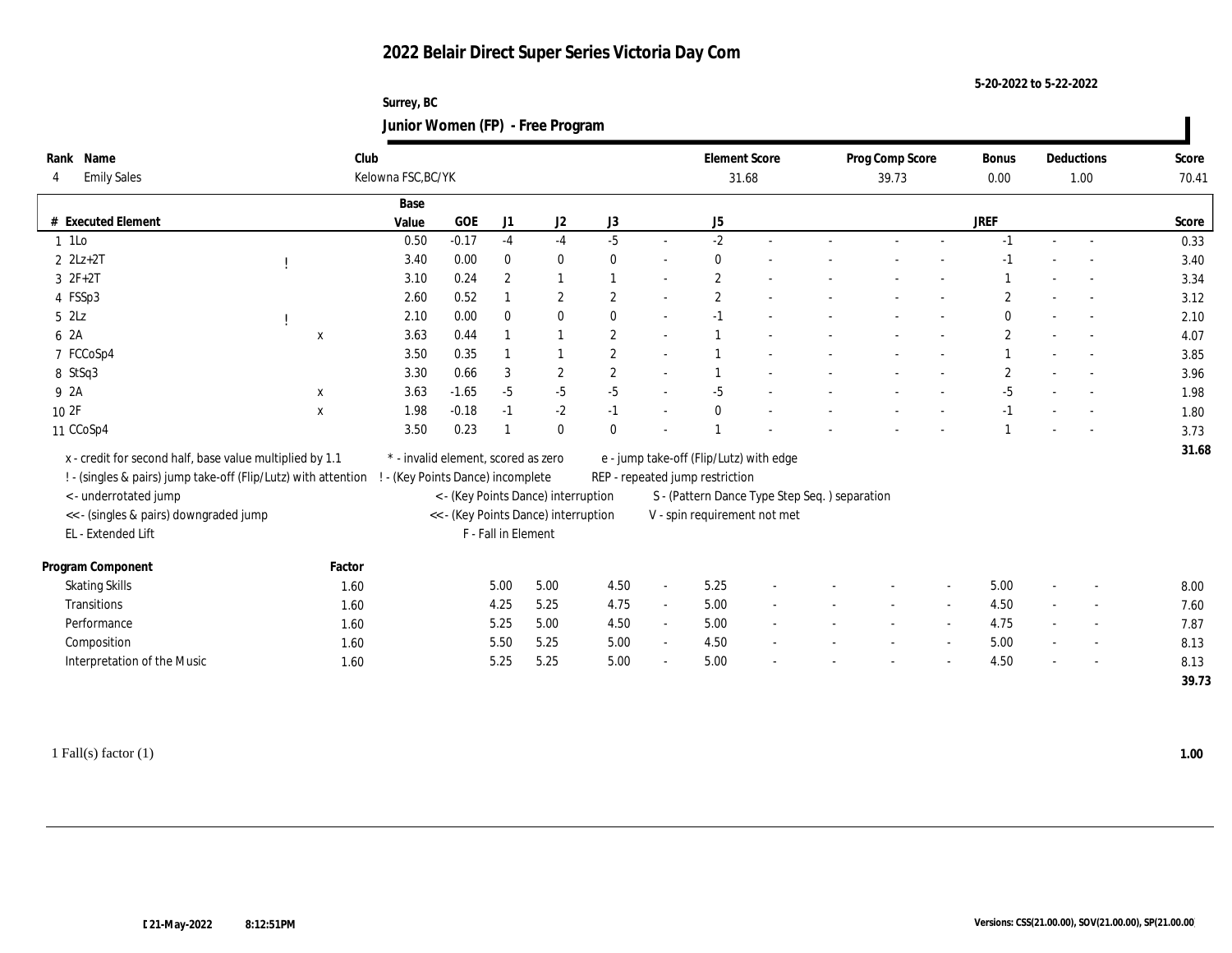# 2022 Belair Direct Super Series Victoria Day Com

5-20-2022 to 5-22-2022

Surrey, BC

## Junior Women (FP) - Free Program

| Rank | Name | Club | Element Score | Prog Comp Score | Bonus | Deductions | Score |
|---|---|---|---|---|---|---|---|
| 4 | Emily Sales | Kelowna FSC,BC/YK | 31.68 | 39.73 | 0.00 | 1.00 | 70.41 |

| # | Executed Element | | | Base Value | GOE | J1 | J2 | J3 | | J5 | | | | | | JREF | | | Score |
|---|---|---|---|---|---|---|---|---|---|---|---|---|---|---|---|---|---|---|---|
| 1 | 1Lo | | | 0.50 | -0.17 | -4 | -4 | -5 | - | -2 | - | - | - | - | | -1 | - | - | 0.33 |
| 2 | 2Lz+2T | ! | | 3.40 | 0.00 | 0 | 0 | 0 | - | 0 | - | - | - | - | | -1 | - | - | 3.40 |
| 3 | 2F+2T | | | 3.10 | 0.24 | 2 | 1 | 1 | - | 2 | - | - | - | - | | 1 | - | - | 3.34 |
| 4 | FSSp3 | | | 2.60 | 0.52 | 1 | 2 | 2 | - | 2 | - | - | - | - | | 2 | - | - | 3.12 |
| 5 | 2Lz | ! | | 2.10 | 0.00 | 0 | 0 | 0 | - | -1 | - | - | - | - | | 0 | - | - | 2.10 |
| 6 | 2A | | x | 3.63 | 0.44 | 1 | 1 | 2 | - | 1 | - | - | - | - | | 2 | - | - | 4.07 |
| 7 | FCCoSp4 | | | 3.50 | 0.35 | 1 | 1 | 2 | - | 1 | - | - | - | - | | 1 | - | - | 3.85 |
| 8 | StSq3 | | | 3.30 | 0.66 | 3 | 2 | 2 | - | 1 | - | - | - | - | | 2 | - | - | 3.96 |
| 9 | 2A | | x | 3.63 | -1.65 | -5 | -5 | -5 | - | -5 | - | - | - | - | | -5 | - | - | 1.98 |
| 10 | 2F | | x | 1.98 | -0.18 | -1 | -2 | -1 | - | 0 | - | - | - | - | | -1 | - | - | 1.80 |
| 11 | CCoSp4 | | | 3.50 | 0.23 | 1 | 0 | 0 | - | 1 | - | - | - | - | | 1 | - | - | 3.73 |
| | | | | | | | | | | | | | | | | | | | 31.68 |

x - credit for second half, base value multiplied by 1.1
! - (singles & pairs) jump take-off (Flip/Lutz) with attention
< - underrotated jump
<< - (singles & pairs) downgraded jump
EL - Extended Lift
\* - invalid element, scored as zero
! - (Key Points Dance) incomplete
< - (Key Points Dance) interruption
<< - (Key Points Dance) interruption
F - Fall in Element
e - jump take-off (Flip/Lutz) with edge
REP - repeated jump restriction
S - (Pattern Dance Type Step Seq. ) separation
V - spin requirement not met

| Program Component | Factor | J1 | J2 | J3 | | J5 | | | | | | JREF | | | Score |
|---|---|---|---|---|---|---|---|---|---|---|---|---|---|---|---|
| Skating Skills | 1.60 | 5.00 | 5.00 | 4.50 | - | 5.25 | - | - | - | - | - | 5.00 | - | - | 8.00 |
| Transitions | 1.60 | 4.25 | 5.25 | 4.75 | - | 5.00 | - | - | - | - | - | 4.50 | - | - | 7.60 |
| Performance | 1.60 | 5.25 | 5.00 | 4.50 | - | 5.00 | - | - | - | - | - | 4.75 | - | - | 7.87 |
| Composition | 1.60 | 5.50 | 5.25 | 5.00 | - | 4.50 | - | - | - | - | - | 5.00 | - | - | 8.13 |
| Interpretation of the Music | 1.60 | 5.25 | 5.25 | 5.00 | - | 5.00 | - | - | - | - | - | 4.50 | - | - | 8.13 |
| | | | | | | | | | | | | | | | 39.73 |

1 Fall(s) factor (1) **1.00**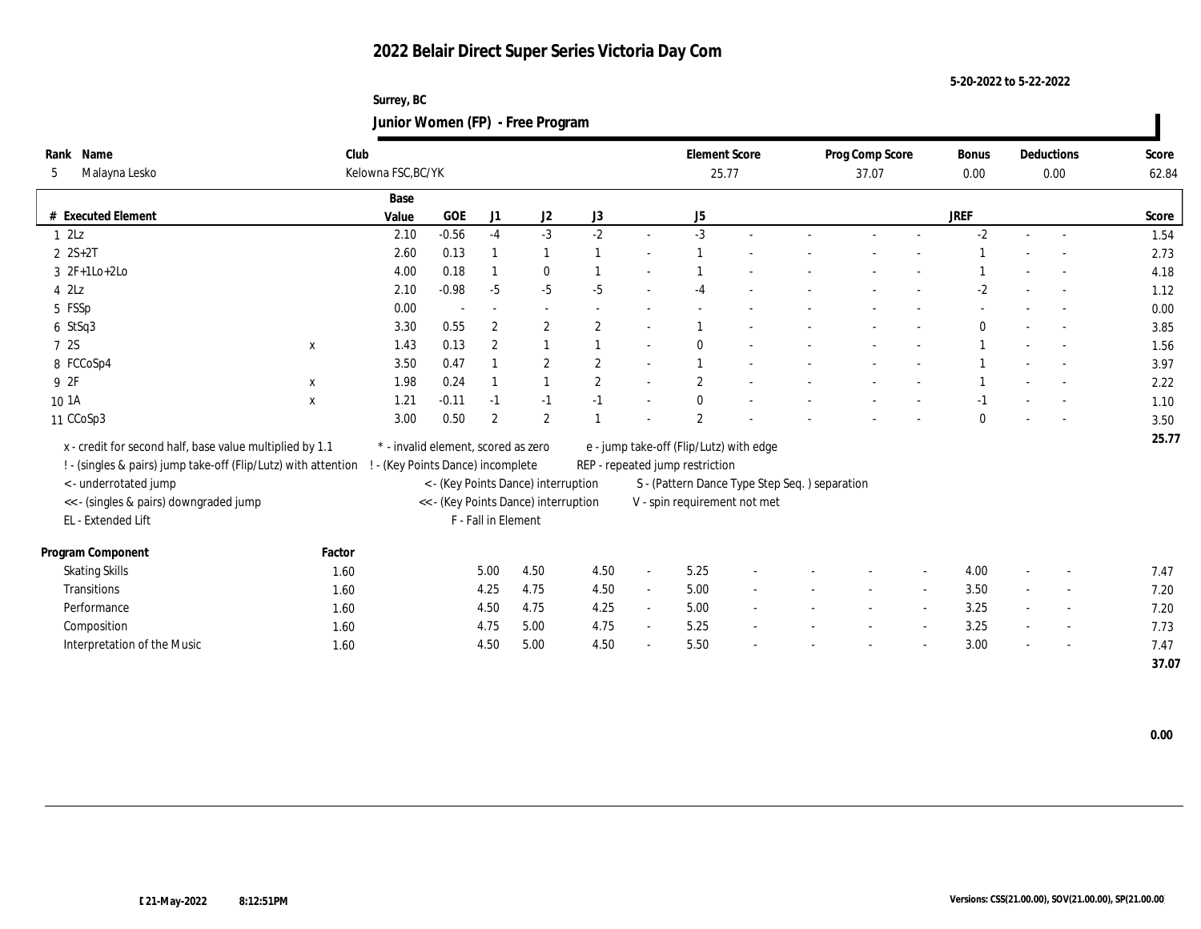# 2022 Belair Direct Super Series Victoria Day Com

5-20-2022 to 5-22-2022

Surrey, BC

## Junior Women (FP) - Free Program

| Rank | Name | Club | Element Score | Prog Comp Score | Bonus | Deductions | Score |
|---|---|---|---|---|---|---|---|
| 5 | Malayna Lesko | Kelowna FSC,BC/YK | 25.77 | 37.07 | 0.00 | 0.00 | 62.84 |

| # | Executed Element | | Base Value | GOE | J1 | J2 | J3 | | J5 | | | | | | JREF | | | Score |
|---|---|---|---|---|---|---|---|---|---|---|---|---|---|---|---|---|---|---|
| 1 | 2Lz | | 2.10 | -0.56 | -4 | -3 | -2 | - | -3 | - | - | - | - | - | -2 | - | - | 1.54 |
| 2 | 2S+2T | | 2.60 | 0.13 | 1 | 1 | 1 | - | 1 | - | - | - | - | - | 1 | - | - | 2.73 |
| 3 | 2F+1Lo+2Lo | | 4.00 | 0.18 | 1 | 0 | 1 | - | 1 | - | - | - | - | - | 1 | - | - | 4.18 |
| 4 | 2Lz | | 2.10 | -0.98 | -5 | -5 | -5 | - | -4 | - | - | - | - | - | -2 | - | - | 1.12 |
| 5 | FSSp | | 0.00 | - | - | - | - | - | - | - | - | - | - | - | - | - | - | 0.00 |
| 6 | StSq3 | | 3.30 | 0.55 | 2 | 2 | 2 | - | 1 | - | - | - | - | - | 0 | - | - | 3.85 |
| 7 | 2S | x | 1.43 | 0.13 | 2 | 1 | 1 | - | 0 | - | - | - | - | - | 1 | - | - | 1.56 |
| 8 | FCCoSp4 | | 3.50 | 0.47 | 1 | 2 | 2 | - | 1 | - | - | - | - | - | 1 | - | - | 3.97 |
| 9 | 2F | x | 1.98 | 0.24 | 1 | 1 | 2 | - | 2 | - | - | - | - | - | 1 | - | - | 2.22 |
| 10 | 1A | x | 1.21 | -0.11 | -1 | -1 | -1 | - | 0 | - | - | - | - | - | -1 | - | - | 1.10 |
| 11 | CCoSp3 | | 3.00 | 0.50 | 2 | 2 | 1 | - | 2 | - | - | - | - | - | 0 | - | - | 3.50 |
| | | | | | | | | | | | | | | | | | | 25.77 |

x - credit for second half, base value multiplied by 1.1
! - (singles & pairs) jump take-off (Flip/Lutz) with attention
< - underrotated jump
<< - (singles & pairs) downgraded jump
EL - Extended Lift
* - invalid element, scored as zero
! - (Key Points Dance) incomplete
< - (Key Points Dance) interruption
<< - (Key Points Dance) interruption
F - Fall in Element
e - jump take-off (Flip/Lutz) with edge
REP - repeated jump restriction
S - (Pattern Dance Type Step Seq. ) separation
V - spin requirement not met

| Program Component | Factor | J1 | J2 | J3 | | J5 | | | | | | JREF | | | Score |
|---|---|---|---|---|---|---|---|---|---|---|---|---|---|---|---|
| Skating Skills | 1.60 | 5.00 | 4.50 | 4.50 | - | 5.25 | - | - | - | - | - | 4.00 | - | - | 7.47 |
| Transitions | 1.60 | 4.25 | 4.75 | 4.50 | - | 5.00 | - | - | - | - | - | 3.50 | - | - | 7.20 |
| Performance | 1.60 | 4.50 | 4.75 | 4.25 | - | 5.00 | - | - | - | - | - | 3.25 | - | - | 7.20 |
| Composition | 1.60 | 4.75 | 5.00 | 4.75 | - | 5.25 | - | - | - | - | - | 3.25 | - | - | 7.73 |
| Interpretation of the Music | 1.60 | 4.50 | 5.00 | 4.50 | - | 5.50 | - | - | - | - | - | 3.00 | - | - | 7.47 |
| | | | | | | | | | | | | | | | 37.07 |

0.00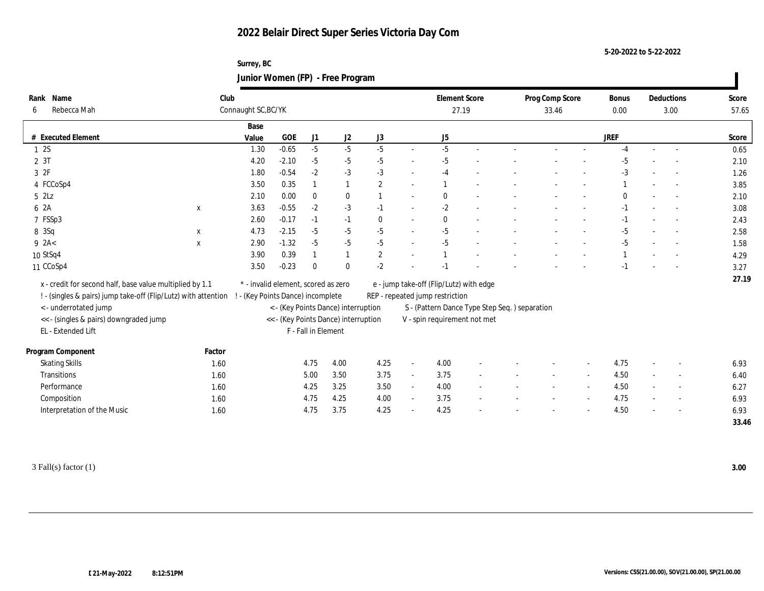# 2022 Belair Direct Super Series Victoria Day Com

5-20-2022 to 5-22-2022

Surrey, BC

## Junior Women (FP) - Free Program

| Rank | Name | Club | Element Score | Prog Comp Score | Bonus | Deductions | Score |
|---|---|---|---|---|---|---|---|
| 6 | Rebecca Mah | Connaught SC,BC/YK | 27.19 | 33.46 | 0.00 | 3.00 | 57.65 |

| # | Executed Element | | Base Value | GOE | J1 | J2 | J3 | | J5 | | | | | | JREF | | | Score |
|---|---|---|---|---|---|---|---|---|---|---|---|---|---|---|---|---|---|---|
| 1 | 2S | | 1.30 | -0.65 | -5 | -5 | -5 | - | -5 | - | - | - | - | - | -4 | - | - | 0.65 |
| 2 | 3T | | 4.20 | -2.10 | -5 | -5 | -5 | - | -5 | - | - | - | - | - | -5 | - | - | 2.10 |
| 3 | 2F | | 1.80 | -0.54 | -2 | -3 | -3 | - | -4 | - | - | - | - | - | -3 | - | - | 1.26 |
| 4 | FCCoSp4 | | 3.50 | 0.35 | 1 | 1 | 2 | - | 1 | - | - | - | - | - | 1 | - | - | 3.85 |
| 5 | 2Lz | | 2.10 | 0.00 | 0 | 0 | 1 | - | 0 | - | - | - | - | - | 0 | - | - | 2.10 |
| 6 | 2A | x | 3.63 | -0.55 | -2 | -3 | -1 | - | -2 | - | - | - | - | - | -1 | - | - | 3.08 |
| 7 | FSSp3 | | 2.60 | -0.17 | -1 | -1 | 0 | - | 0 | - | - | - | - | - | -1 | - | - | 2.43 |
| 8 | 3Sq | x | 4.73 | -2.15 | -5 | -5 | -5 | - | -5 | - | - | - | - | - | -5 | - | - | 2.58 |
| 9 | 2A< | x | 2.90 | -1.32 | -5 | -5 | -5 | - | -5 | - | - | - | - | - | -5 | - | - | 1.58 |
| 10 | StSq4 | | 3.90 | 0.39 | 1 | 1 | 2 | - | 1 | - | - | - | - | - | 1 | - | - | 4.29 |
| 11 | CCoSp4 | | 3.50 | -0.23 | 0 | 0 | -2 | - | -1 | - | - | - | - | - | -1 | - | - | 3.27 |
| | | | | | | | | | | | | | | | | | | 27.19 |

x - credit for second half, base value multiplied by 1.1
! - (singles & pairs) jump take-off (Flip/Lutz) with attention
< - underrotated jump
<< - (singles & pairs) downgraded jump
EL - Extended Lift
* - invalid element, scored as zero
! - (Key Points Dance) incomplete
< - (Key Points Dance) interruption
<< - (Key Points Dance) interruption
F - Fall in Element
e - jump take-off (Flip/Lutz) with edge
REP - repeated jump restriction
S - (Pattern Dance Type Step Seq. ) separation
V - spin requirement not met

| Program Component | Factor | J1 | J2 | J3 | | J5 | | | | | | JREF | | | Score |
|---|---|---|---|---|---|---|---|---|---|---|---|---|---|---|---|
| Skating Skills | 1.60 | 4.75 | 4.00 | 4.25 | - | 4.00 | - | - | - | - | - | 4.75 | - | - | 6.93 |
| Transitions | 1.60 | 5.00 | 3.50 | 3.75 | - | 3.75 | - | - | - | - | - | 4.50 | - | - | 6.40 |
| Performance | 1.60 | 4.25 | 3.25 | 3.50 | - | 4.00 | - | - | - | - | - | 4.50 | - | - | 6.27 |
| Composition | 1.60 | 4.75 | 4.25 | 4.00 | - | 3.75 | - | - | - | - | - | 4.75 | - | - | 6.93 |
| Interpretation of the Music | 1.60 | 4.75 | 3.75 | 4.25 | - | 4.25 | - | - | - | - | - | 4.50 | - | - | 6.93 |
| | | | | | | | | | | | | | | | 33.46 |

3 Fall(s) factor (1) **3.00**

21-May-2022 8:12:51PM

Versions: CSS(21.00.00), SOV(21.00.00), SP(21.00.00)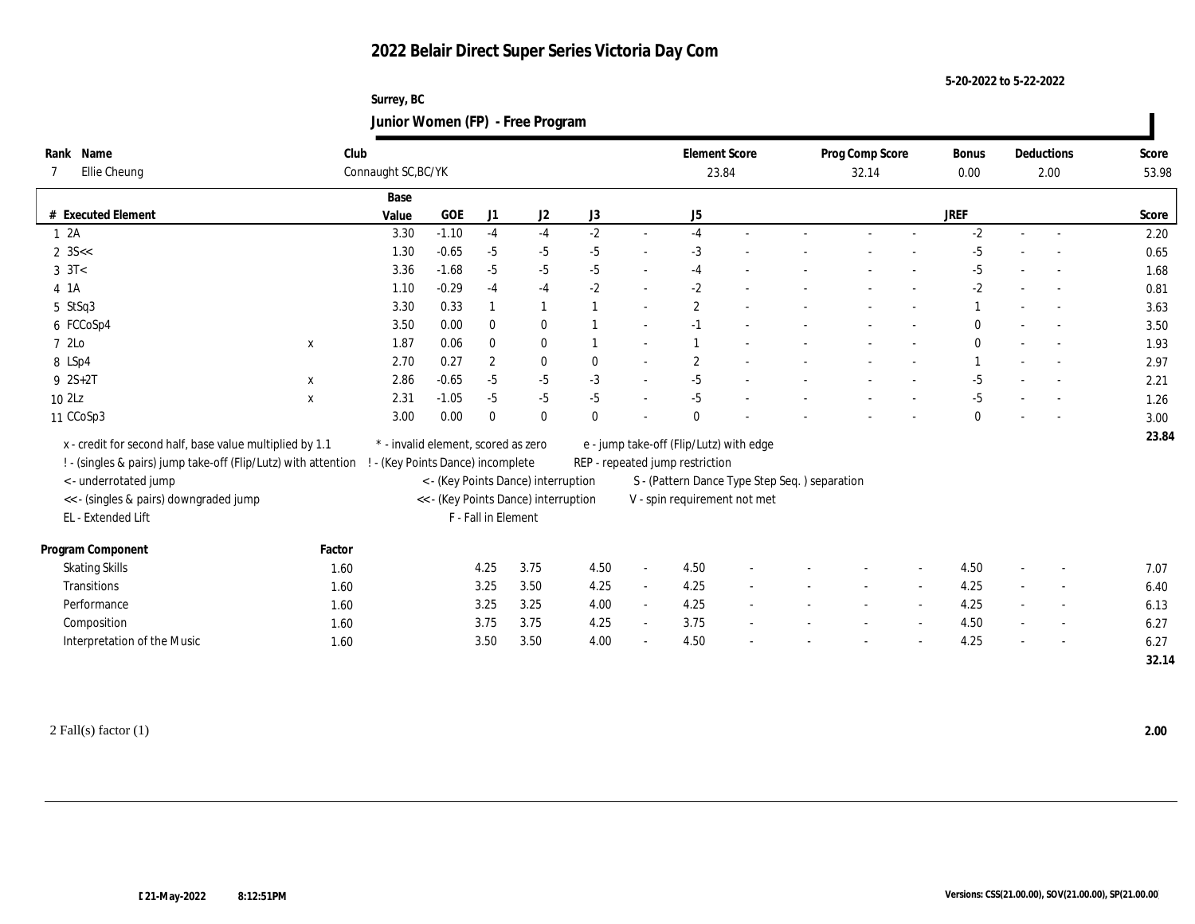# 2022 Belair Direct Super Series Victoria Day Com

5-20-2022 to 5-22-2022

Surrey, BC

## Junior Women (FP) - Free Program

| Rank | Name | Club | Element Score | Prog Comp Score | Bonus | Deductions | Score |
|---|---|---|---|---|---|---|---|
| 7 | Ellie Cheung | Connaught SC,BC/YK | 23.84 | 32.14 | 0.00 | 2.00 | 53.98 |

| # | Executed Element | | Base Value | GOE | J1 | J2 | J3 | | J5 | | | | | | JREF | | | Score |
|---|---|---|---|---|---|---|---|---|---|---|---|---|---|---|---|---|---|---|
| 1 | 2A | | 3.30 | -1.10 | -4 | -4 | -2 | - | -4 | - | - | - | - | - | -2 | - | - | 2.20 |
| 2 | 3S<< | | 1.30 | -0.65 | -5 | -5 | -5 | - | -3 | - | - | - | - | - | -5 | - | - | 0.65 |
| 3 | 3T< | | 3.36 | -1.68 | -5 | -5 | -5 | - | -4 | - | - | - | - | - | -5 | - | - | 1.68 |
| 4 | 1A | | 1.10 | -0.29 | -4 | -4 | -2 | - | -2 | - | - | - | - | - | -2 | - | - | 0.81 |
| 5 | StSq3 | | 3.30 | 0.33 | 1 | 1 | 1 | - | 2 | - | - | - | - | - | 1 | - | - | 3.63 |
| 6 | FCCoSp4 | | 3.50 | 0.00 | 0 | 0 | 1 | - | -1 | - | - | - | - | - | 0 | - | - | 3.50 |
| 7 | 2Lo | x | 1.87 | 0.06 | 0 | 0 | 1 | - | 1 | - | - | - | - | - | 0 | - | - | 1.93 |
| 8 | LSp4 | | 2.70 | 0.27 | 2 | 0 | 0 | - | 2 | - | - | - | - | - | 1 | - | - | 2.97 |
| 9 | 2S+2T | x | 2.86 | -0.65 | -5 | -5 | -3 | - | -5 | - | - | - | - | - | -5 | - | - | 2.21 |
| 10 | 2Lz | x | 2.31 | -1.05 | -5 | -5 | -5 | - | -5 | - | - | - | - | - | -5 | - | - | 1.26 |
| 11 | CCoSp3 | | 3.00 | 0.00 | 0 | 0 | 0 | - | 0 | - | - | - | - | - | 0 | - | - | 3.00 |
| | | | | | | | | | | | | | | | | | | 23.84 |

x - credit for second half, base value multiplied by 1.1
! - (singles & pairs) jump take-off (Flip/Lutz) with attention
< - underrotated jump
<< - (singles & pairs) downgraded jump
EL - Extended Lift
* - invalid element, scored as zero
! - (Key Points Dance) incomplete
< - (Key Points Dance) interruption
<< - (Key Points Dance) interruption
F - Fall in Element
e - jump take-off (Flip/Lutz) with edge
REP - repeated jump restriction
S - (Pattern Dance Type Step Seq. ) separation
V - spin requirement not met

| Program Component | Factor | J1 | J2 | J3 | | J5 | | | | | | JREF | | | Score |
|---|---|---|---|---|---|---|---|---|---|---|---|---|---|---|---|
| Skating Skills | 1.60 | 4.25 | 3.75 | 4.50 | - | 4.50 | - | - | - | - | - | 4.50 | - | - | 7.07 |
| Transitions | 1.60 | 3.25 | 3.50 | 4.25 | - | 4.25 | - | - | - | - | - | 4.25 | - | - | 6.40 |
| Performance | 1.60 | 3.25 | 3.25 | 4.00 | - | 4.25 | - | - | - | - | - | 4.25 | - | - | 6.13 |
| Composition | 1.60 | 3.75 | 3.75 | 4.25 | - | 3.75 | - | - | - | - | - | 4.50 | - | - | 6.27 |
| Interpretation of the Music | 1.60 | 3.50 | 3.50 | 4.00 | - | 4.50 | - | - | - | - | - | 4.25 | - | - | 6.27 |
| | | | | | | | | | | | | | | | 32.14 |

2 Fall(s) factor (1) **2.00**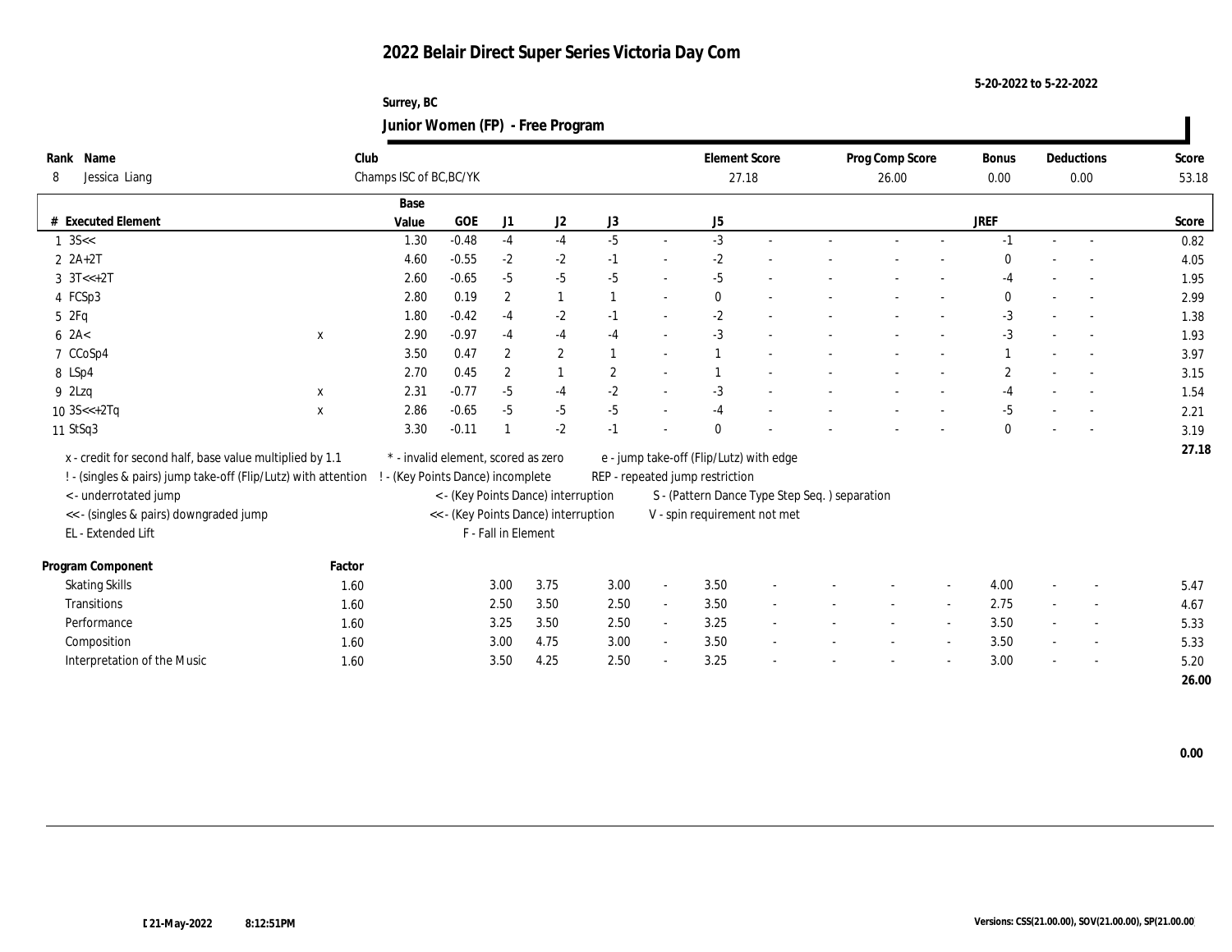# 2022 Belair Direct Super Series Victoria Day Com

5-20-2022 to 5-22-2022

Surrey, BC

## Junior Women (FP) - Free Program

| Rank | Name | Club | Element Score | Prog Comp Score | Bonus | Deductions | Score |
|---|---|---|---|---|---|---|---|
| 8 | Jessica Liang | Champs ISC of BC,BC/YK | 27.18 | 26.00 | 0.00 | 0.00 | 53.18 |

| # | Executed Element | | Base Value | GOE | J1 | J2 | J3 | | J5 | | | | | | JREF | | | Score |
|---|---|---|---|---|---|---|---|---|---|---|---|---|---|---|---|---|---|---|
| 1 | 3S<< | | 1.30 | -0.48 | -4 | -4 | -5 | - | -3 | - | - | - | - | - | -1 | - | - | 0.82 |
| 2 | 2A+2T | | 4.60 | -0.55 | -2 | -2 | -1 | - | -2 | - | - | - | - | - | 0 | - | - | 4.05 |
| 3 | 3T<<+2T | | 2.60 | -0.65 | -5 | -5 | -5 | - | -5 | - | - | - | - | - | -4 | - | - | 1.95 |
| 4 | FCSp3 | | 2.80 | 0.19 | 2 | 1 | 1 | - | 0 | - | - | - | - | - | 0 | - | - | 2.99 |
| 5 | 2Fq | | 1.80 | -0.42 | -4 | -2 | -1 | - | -2 | - | - | - | - | - | -3 | - | - | 1.38 |
| 6 | 2A< | x | 2.90 | -0.97 | -4 | -4 | -4 | - | -3 | - | - | - | - | - | -3 | - | - | 1.93 |
| 7 | CCoSp4 | | 3.50 | 0.47 | 2 | 2 | 1 | - | 1 | - | - | - | - | - | 1 | - | - | 3.97 |
| 8 | LSp4 | | 2.70 | 0.45 | 2 | 1 | 2 | - | 1 | - | - | - | - | - | 2 | - | - | 3.15 |
| 9 | 2Lzq | x | 2.31 | -0.77 | -5 | -4 | -2 | - | -3 | - | - | - | - | - | -4 | - | - | 1.54 |
| 10 | 3S<<+2Tq | x | 2.86 | -0.65 | -5 | -5 | -5 | - | -4 | - | - | - | - | - | -5 | - | - | 2.21 |
| 11 | StSq3 | | 3.30 | -0.11 | 1 | -2 | -1 | - | 0 | - | - | - | - | - | 0 | - | - | 3.19 |
| | | | | | | | | | | | | | | | | | | 27.18 |

x - credit for second half, base value multiplied by 1.1
! - (singles & pairs) jump take-off (Flip/Lutz) with attention
< - underrotated jump
<< - (singles & pairs) downgraded jump
EL - Extended Lift
* - invalid element, scored as zero
! - (Key Points Dance) incomplete
< - (Key Points Dance) interruption
<< - (Key Points Dance) interruption
F - Fall in Element
e - jump take-off (Flip/Lutz) with edge
REP - repeated jump restriction
S - (Pattern Dance Type Step Seq. ) separation
V - spin requirement not met

| Program Component | Factor | J1 | J2 | J3 | | J5 | | | | | | JREF | | | Score |
|---|---|---|---|---|---|---|---|---|---|---|---|---|---|---|---|
| Skating Skills | 1.60 | 3.00 | 3.75 | 3.00 | - | 3.50 | - | - | - | - | - | 4.00 | - | - | 5.47 |
| Transitions | 1.60 | 2.50 | 3.50 | 2.50 | - | 3.50 | - | - | - | - | - | 2.75 | - | - | 4.67 |
| Performance | 1.60 | 3.25 | 3.50 | 2.50 | - | 3.25 | - | - | - | - | - | 3.50 | - | - | 5.33 |
| Composition | 1.60 | 3.00 | 4.75 | 3.00 | - | 3.50 | - | - | - | - | - | 3.50 | - | - | 5.33 |
| Interpretation of the Music | 1.60 | 3.50 | 4.25 | 2.50 | - | 3.25 | - | - | - | - | - | 3.00 | - | - | 5.20 |
| | | | | | | | | | | | | | | | 26.00 |

0.00

21-May-2022 8:12:51PM

Versions: CSS(21.00.00), SOV(21.00.00), SP(21.00.00)